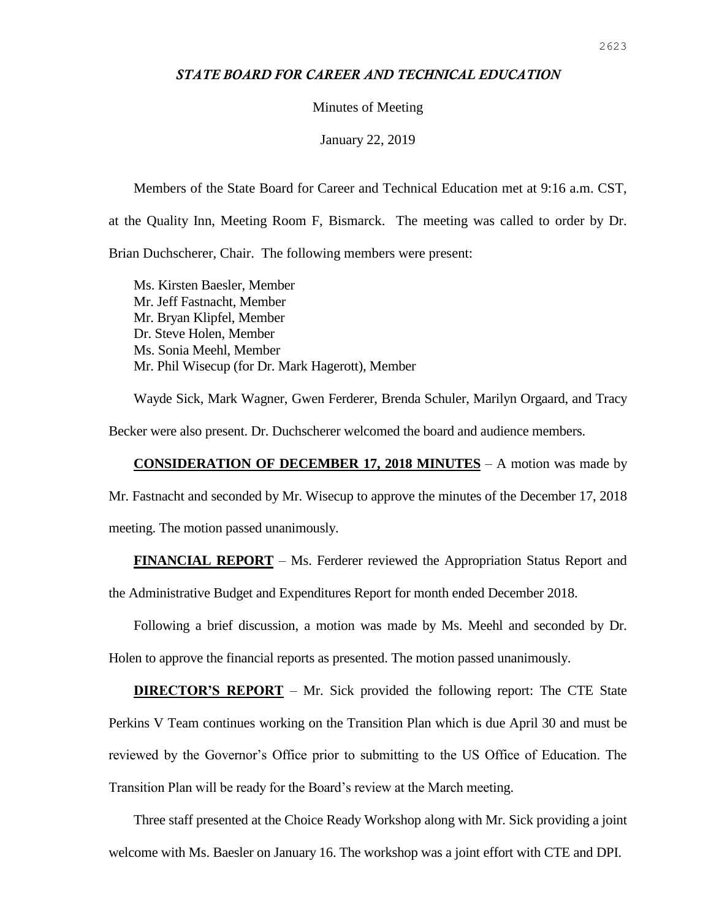# *STATE BOARD FOR CAREER AND TECHNICAL EDUCATION*

Minutes of Meeting

January 22, 2019

Members of the State Board for Career and Technical Education met at 9:16 a.m. CST, at the Quality Inn, Meeting Room F, Bismarck. The meeting was called to order by Dr. Brian Duchscherer, Chair. The following members were present:

Ms. Kirsten Baesler, Member
Mr. Jeff Fastnacht, Member
Mr. Bryan Klipfel, Member
Dr. Steve Holen, Member
Ms. Sonia Meehl, Member
Mr. Phil Wisecup (for Dr. Mark Hagerott), Member

Wayde Sick, Mark Wagner, Gwen Ferderer, Brenda Schuler, Marilyn Orgaard, and Tracy Becker were also present. Dr. Duchscherer welcomed the board and audience members.

**CONSIDERATION OF DECEMBER 17, 2018 MINUTES** – A motion was made by Mr. Fastnacht and seconded by Mr. Wisecup to approve the minutes of the December 17, 2018 meeting. The motion passed unanimously.

**FINANCIAL REPORT** – Ms. Ferderer reviewed the Appropriation Status Report and the Administrative Budget and Expenditures Report for month ended December 2018.

Following a brief discussion, a motion was made by Ms. Meehl and seconded by Dr. Holen to approve the financial reports as presented. The motion passed unanimously.

**DIRECTOR'S REPORT** – Mr. Sick provided the following report: The CTE State Perkins V Team continues working on the Transition Plan which is due April 30 and must be reviewed by the Governor's Office prior to submitting to the US Office of Education. The Transition Plan will be ready for the Board's review at the March meeting.

Three staff presented at the Choice Ready Workshop along with Mr. Sick providing a joint welcome with Ms. Baesler on January 16. The workshop was a joint effort with CTE and DPI.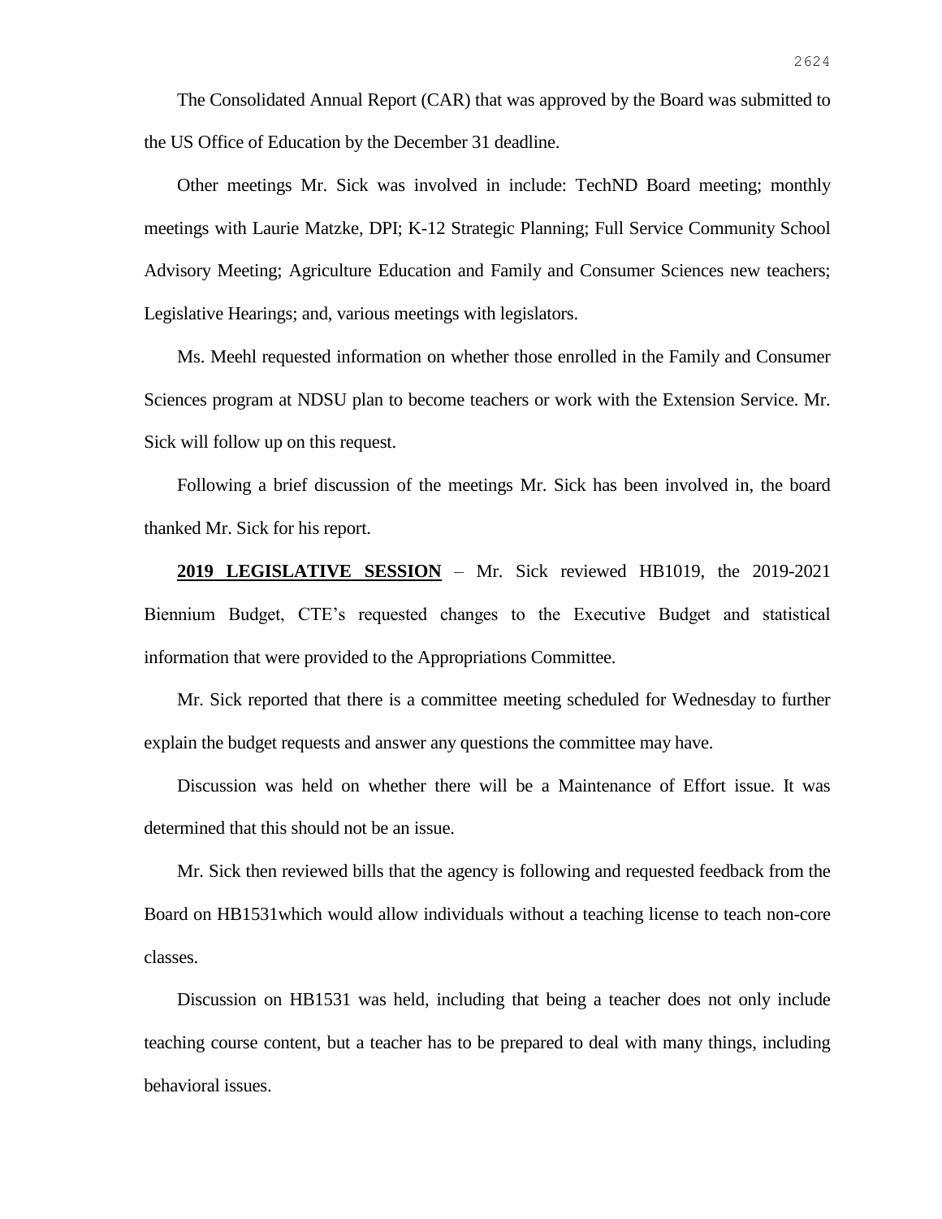The Consolidated Annual Report (CAR) that was approved by the Board was submitted to the US Office of Education by the December 31 deadline.

Other meetings Mr. Sick was involved in include: TechND Board meeting; monthly meetings with Laurie Matzke, DPI; K-12 Strategic Planning; Full Service Community School Advisory Meeting; Agriculture Education and Family and Consumer Sciences new teachers; Legislative Hearings; and, various meetings with legislators.

Ms. Meehl requested information on whether those enrolled in the Family and Consumer Sciences program at NDSU plan to become teachers or work with the Extension Service. Mr. Sick will follow up on this request.

Following a brief discussion of the meetings Mr. Sick has been involved in, the board thanked Mr. Sick for his report.

**2019 LEGISLATIVE SESSION** – Mr. Sick reviewed HB1019, the 2019-2021 Biennium Budget, CTE's requested changes to the Executive Budget and statistical information that were provided to the Appropriations Committee.

Mr. Sick reported that there is a committee meeting scheduled for Wednesday to further explain the budget requests and answer any questions the committee may have.

Discussion was held on whether there will be a Maintenance of Effort issue. It was determined that this should not be an issue.

Mr. Sick then reviewed bills that the agency is following and requested feedback from the Board on HB1531which would allow individuals without a teaching license to teach non-core classes.

Discussion on HB1531 was held, including that being a teacher does not only include teaching course content, but a teacher has to be prepared to deal with many things, including behavioral issues.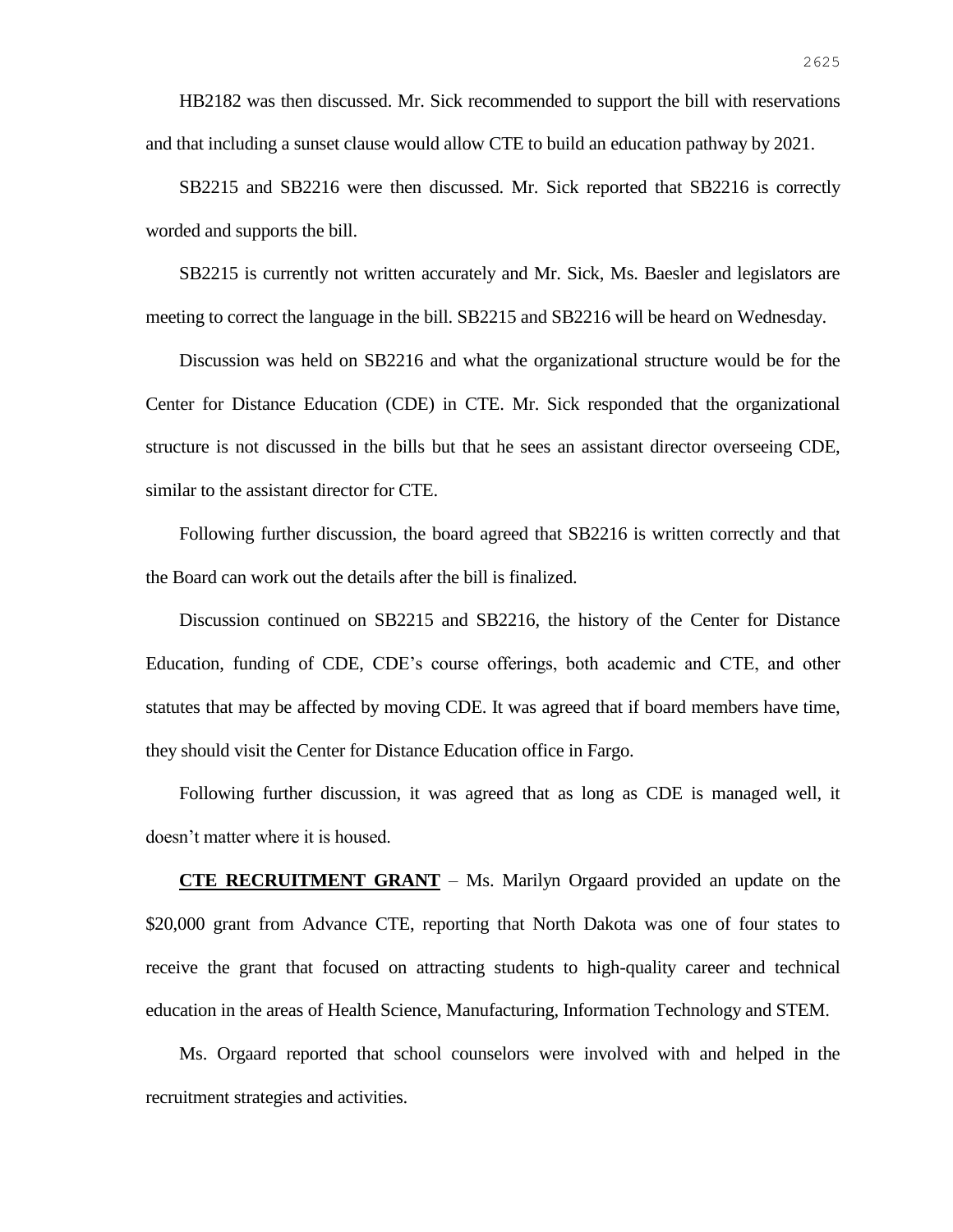HB2182 was then discussed. Mr. Sick recommended to support the bill with reservations and that including a sunset clause would allow CTE to build an education pathway by 2021.

SB2215 and SB2216 were then discussed. Mr. Sick reported that SB2216 is correctly worded and supports the bill.

SB2215 is currently not written accurately and Mr. Sick, Ms. Baesler and legislators are meeting to correct the language in the bill. SB2215 and SB2216 will be heard on Wednesday.

Discussion was held on SB2216 and what the organizational structure would be for the Center for Distance Education (CDE) in CTE. Mr. Sick responded that the organizational structure is not discussed in the bills but that he sees an assistant director overseeing CDE, similar to the assistant director for CTE.

Following further discussion, the board agreed that SB2216 is written correctly and that the Board can work out the details after the bill is finalized.

Discussion continued on SB2215 and SB2216, the history of the Center for Distance Education, funding of CDE, CDE's course offerings, both academic and CTE, and other statutes that may be affected by moving CDE. It was agreed that if board members have time, they should visit the Center for Distance Education office in Fargo.

Following further discussion, it was agreed that as long as CDE is managed well, it doesn't matter where it is housed.

**CTE RECRUITMENT GRANT** – Ms. Marilyn Orgaard provided an update on the $20,000 grant from Advance CTE, reporting that North Dakota was one of four states to receive the grant that focused on attracting students to high-quality career and technical education in the areas of Health Science, Manufacturing, Information Technology and STEM.

Ms. Orgaard reported that school counselors were involved with and helped in the recruitment strategies and activities.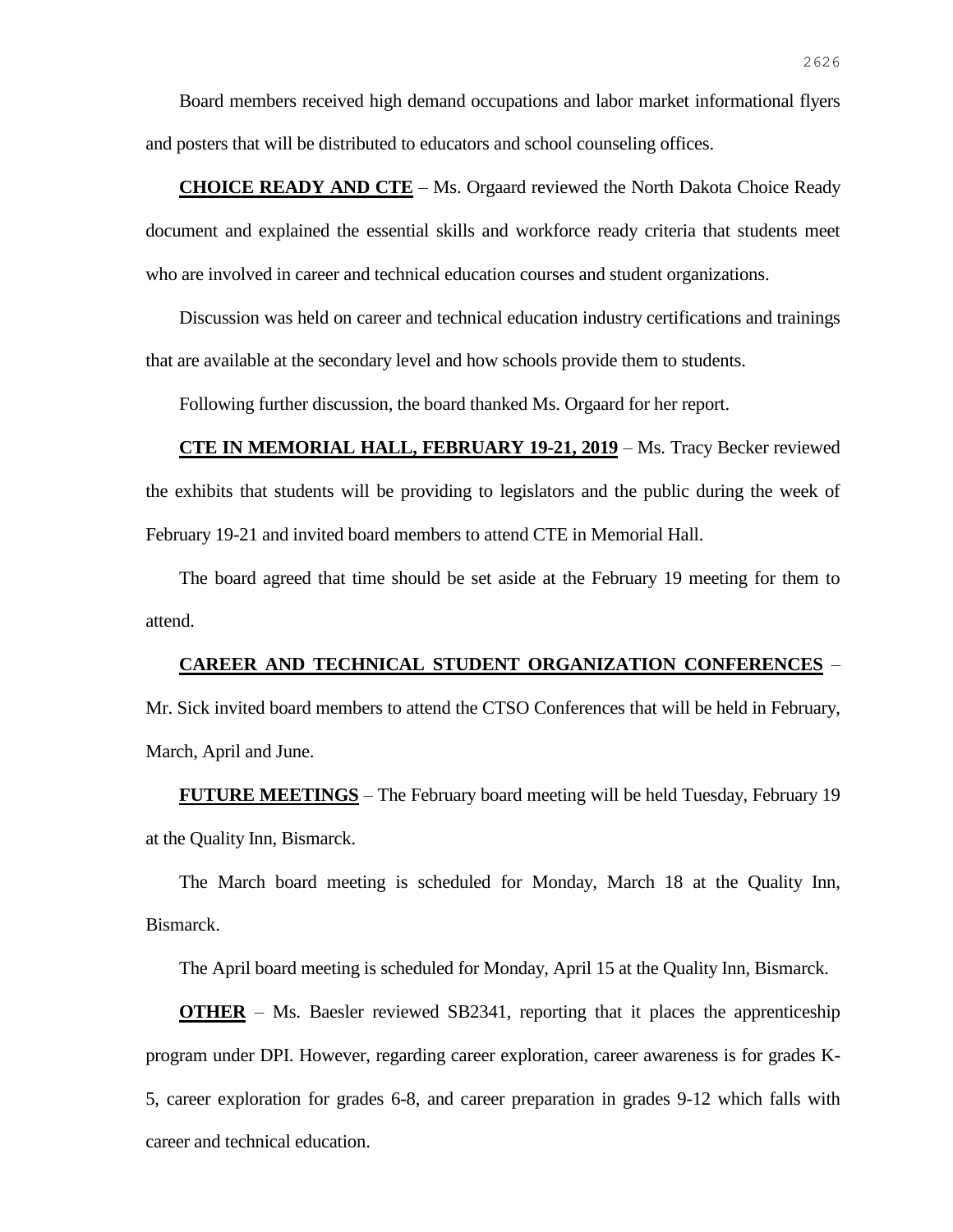Board members received high demand occupations and labor market informational flyers and posters that will be distributed to educators and school counseling offices.

**CHOICE READY AND CTE** – Ms. Orgaard reviewed the North Dakota Choice Ready document and explained the essential skills and workforce ready criteria that students meet who are involved in career and technical education courses and student organizations.

Discussion was held on career and technical education industry certifications and trainings that are available at the secondary level and how schools provide them to students.

Following further discussion, the board thanked Ms. Orgaard for her report.

**CTE IN MEMORIAL HALL, FEBRUARY 19-21, 2019** – Ms. Tracy Becker reviewed the exhibits that students will be providing to legislators and the public during the week of February 19-21 and invited board members to attend CTE in Memorial Hall.

The board agreed that time should be set aside at the February 19 meeting for them to attend.

**CAREER AND TECHNICAL STUDENT ORGANIZATION CONFERENCES** – Mr. Sick invited board members to attend the CTSO Conferences that will be held in February, March, April and June.

**FUTURE MEETINGS** – The February board meeting will be held Tuesday, February 19 at the Quality Inn, Bismarck.

The March board meeting is scheduled for Monday, March 18 at the Quality Inn, Bismarck.

The April board meeting is scheduled for Monday, April 15 at the Quality Inn, Bismarck.

**OTHER** – Ms. Baesler reviewed SB2341, reporting that it places the apprenticeship program under DPI. However, regarding career exploration, career awareness is for grades K-5, career exploration for grades 6-8, and career preparation in grades 9-12 which falls with career and technical education.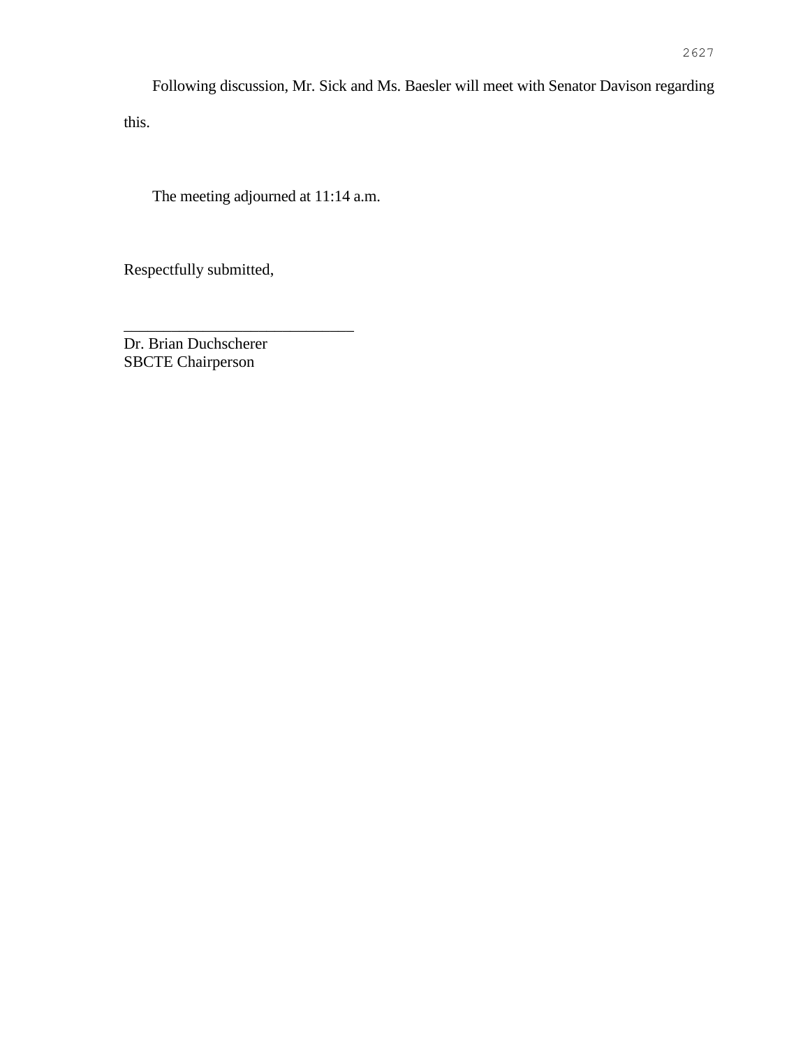Following discussion, Mr. Sick and Ms. Baesler will meet with Senator Davison regarding this.

The meeting adjourned at 11:14 a.m.

Respectfully submitted,

\_\_\_\_\_\_\_\_\_\_\_\_\_\_\_\_\_\_\_\_\_\_\_\_\_\_\_\_\_\_

Dr. Brian Duchscherer  
SBCTE Chairperson